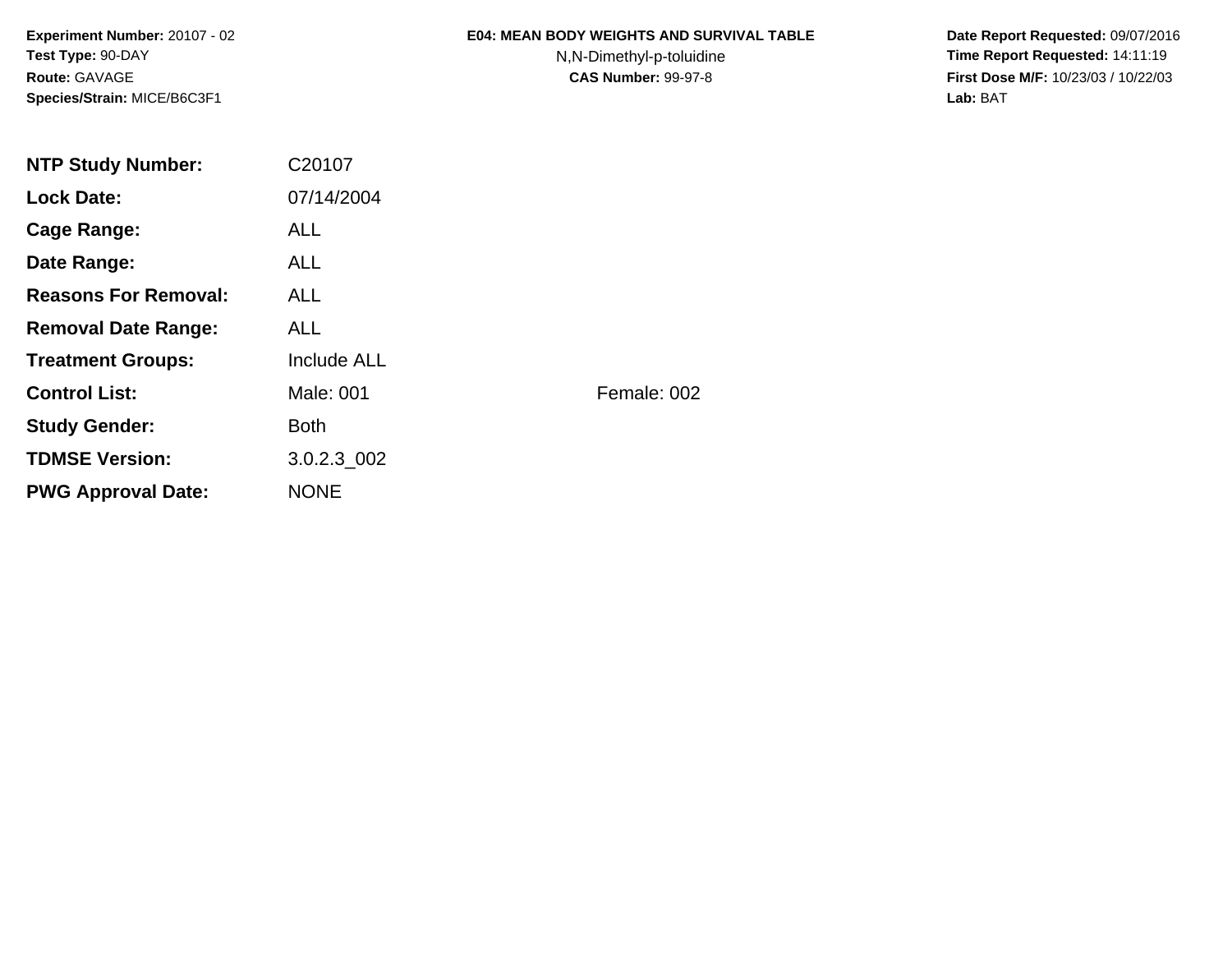**Experiment Number:** 20107 - 02
**Test Type:** 90-DAY
**Route:** GAVAGE
**Species/Strain:** MICE/B6C3F1

**E04: MEAN BODY WEIGHTS AND SURVIVAL TABLE**
N,N-Dimethyl-p-toluidine
**CAS Number:** 99-97-8

**Date Report Requested:** 09/07/2016
**Time Report Requested:** 14:11:19
**First Dose M/F:** 10/23/03 / 10/22/03
**Lab:** BAT

| | | |
|---|---|---|
| **NTP Study Number:** | C20107 | |
| **Lock Date:** | 07/14/2004 | |
| **Cage Range:** | ALL | |
| **Date Range:** | ALL | |
| **Reasons For Removal:** | ALL | |
| **Removal Date Range:** | ALL | |
| **Treatment Groups:** | Include ALL | |
| **Control List:** | Male: 001 | Female: 002 |
| **Study Gender:** | Both | |
| **TDMSE Version:** | 3.0.2.3_002 | |
| **PWG Approval Date:** | NONE | |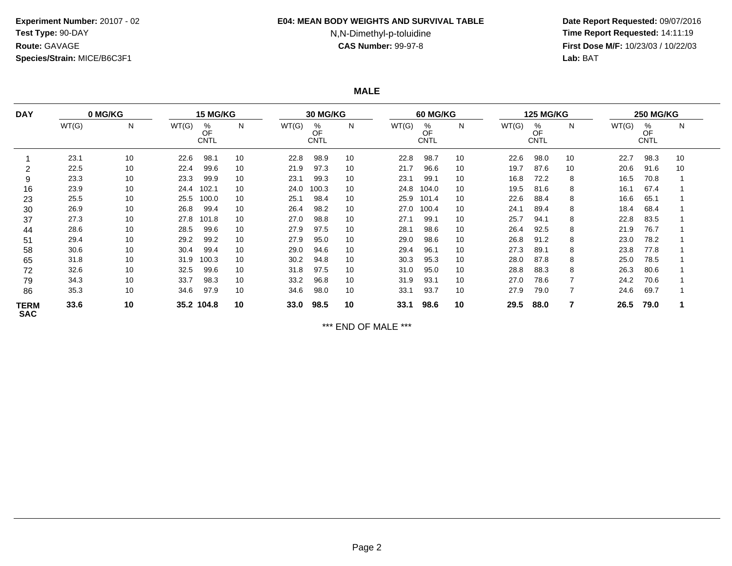**Experiment Number:** 20107 - 02
**Test Type:** 90-DAY
**Route:** GAVAGE
**Species/Strain:** MICE/B6C3F1

**E04: MEAN BODY WEIGHTS AND SURVIVAL TABLE**
N,N-Dimethyl-p-toluidine
**CAS Number:** 99-97-8

**Date Report Requested:** 09/07/2016
**Time Report Requested:** 14:11:19
**First Dose M/F:** 10/23/03 / 10/22/03
**Lab:** BAT

## MALE

| DAY | 0 MG/KG | | 15 MG/KG | | | 30 MG/KG | | | 60 MG/KG | | | 125 MG/KG | | | 250 MG/KG | | |
|---|---|---|---|---|---|---|---|---|---|---|---|---|---|---|---|---|---|
| | WT(G) | N | WT(G) | % OF CNTL | N | WT(G) | % OF CNTL | N | WT(G) | % OF CNTL | N | WT(G) | % OF CNTL | N | WT(G) | % OF CNTL | N |
| 1 | 23.1 | 10 | 22.6 | 98.1 | 10 | 22.8 | 98.9 | 10 | 22.8 | 98.7 | 10 | 22.6 | 98.0 | 10 | 22.7 | 98.3 | 10 |
| 2 | 22.5 | 10 | 22.4 | 99.6 | 10 | 21.9 | 97.3 | 10 | 21.7 | 96.6 | 10 | 19.7 | 87.6 | 10 | 20.6 | 91.6 | 10 |
| 9 | 23.3 | 10 | 23.3 | 99.9 | 10 | 23.1 | 99.3 | 10 | 23.1 | 99.1 | 10 | 16.8 | 72.2 | 8 | 16.5 | 70.8 | 1 |
| 16 | 23.9 | 10 | 24.4 | 102.1 | 10 | 24.0 | 100.3 | 10 | 24.8 | 104.0 | 10 | 19.5 | 81.6 | 8 | 16.1 | 67.4 | 1 |
| 23 | 25.5 | 10 | 25.5 | 100.0 | 10 | 25.1 | 98.4 | 10 | 25.9 | 101.4 | 10 | 22.6 | 88.4 | 8 | 16.6 | 65.1 | 1 |
| 30 | 26.9 | 10 | 26.8 | 99.4 | 10 | 26.4 | 98.2 | 10 | 27.0 | 100.4 | 10 | 24.1 | 89.4 | 8 | 18.4 | 68.4 | 1 |
| 37 | 27.3 | 10 | 27.8 | 101.8 | 10 | 27.0 | 98.8 | 10 | 27.1 | 99.1 | 10 | 25.7 | 94.1 | 8 | 22.8 | 83.5 | 1 |
| 44 | 28.6 | 10 | 28.5 | 99.6 | 10 | 27.9 | 97.5 | 10 | 28.1 | 98.6 | 10 | 26.4 | 92.5 | 8 | 21.9 | 76.7 | 1 |
| 51 | 29.4 | 10 | 29.2 | 99.2 | 10 | 27.9 | 95.0 | 10 | 29.0 | 98.6 | 10 | 26.8 | 91.2 | 8 | 23.0 | 78.2 | 1 |
| 58 | 30.6 | 10 | 30.4 | 99.4 | 10 | 29.0 | 94.6 | 10 | 29.4 | 96.1 | 10 | 27.3 | 89.1 | 8 | 23.8 | 77.8 | 1 |
| 65 | 31.8 | 10 | 31.9 | 100.3 | 10 | 30.2 | 94.8 | 10 | 30.3 | 95.3 | 10 | 28.0 | 87.8 | 8 | 25.0 | 78.5 | 1 |
| 72 | 32.6 | 10 | 32.5 | 99.6 | 10 | 31.8 | 97.5 | 10 | 31.0 | 95.0 | 10 | 28.8 | 88.3 | 8 | 26.3 | 80.6 | 1 |
| 79 | 34.3 | 10 | 33.7 | 98.3 | 10 | 33.2 | 96.8 | 10 | 31.9 | 93.1 | 10 | 27.0 | 78.6 | 7 | 24.2 | 70.6 | 1 |
| 86 | 35.3 | 10 | 34.6 | 97.9 | 10 | 34.6 | 98.0 | 10 | 33.1 | 93.7 | 10 | 27.9 | 79.0 | 7 | 24.6 | 69.7 | 1 |
| **TERM SAC** | **33.6** | **10** | **35.2** | **104.8** | **10** | **33.0** | **98.5** | **10** | **33.1** | **98.6** | **10** | **29.5** | **88.0** | **7** | **26.5** | **79.0** | **1** |

*** END OF MALE ***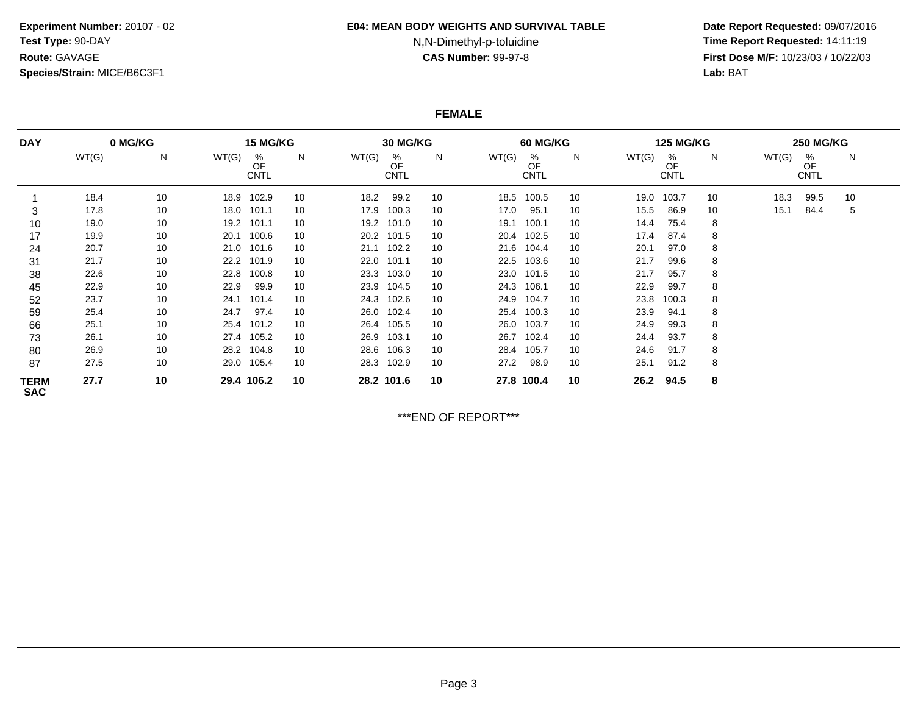**Experiment Number:** 20107 - 02
**Test Type:** 90-DAY
**Route:** GAVAGE
**Species/Strain:** MICE/B6C3F1

**E04: MEAN BODY WEIGHTS AND SURVIVAL TABLE**
N,N-Dimethyl-p-toluidine
**CAS Number:** 99-97-8

**Date Report Requested:** 09/07/2016
**Time Report Requested:** 14:11:19
**First Dose M/F:** 10/23/03 / 10/22/03
**Lab:** BAT

**FEMALE**

| DAY | 0 MG/KG | | 15 MG/KG | | | 30 MG/KG | | | 60 MG/KG | | | 125 MG/KG | | | 250 MG/KG | | |
|---|---|---|---|---|---|---|---|---|---|---|---|---|---|---|---|---|---|
| | WT(G) | N | WT(G) | % OF CNTL | N | WT(G) | % OF CNTL | N | WT(G) | % OF CNTL | N | WT(G) | % OF CNTL | N | WT(G) | % OF CNTL | N |
| 1 | 18.4 | 10 | 18.9 | 102.9 | 10 | 18.2 | 99.2 | 10 | 18.5 | 100.5 | 10 | 19.0 | 103.7 | 10 | 18.3 | 99.5 | 10 |
| 3 | 17.8 | 10 | 18.0 | 101.1 | 10 | 17.9 | 100.3 | 10 | 17.0 | 95.1 | 10 | 15.5 | 86.9 | 10 | 15.1 | 84.4 | 5 |
| 10 | 19.0 | 10 | 19.2 | 101.1 | 10 | 19.2 | 101.0 | 10 | 19.1 | 100.1 | 10 | 14.4 | 75.4 | 8 | | | |
| 17 | 19.9 | 10 | 20.1 | 100.6 | 10 | 20.2 | 101.5 | 10 | 20.4 | 102.5 | 10 | 17.4 | 87.4 | 8 | | | |
| 24 | 20.7 | 10 | 21.0 | 101.6 | 10 | 21.1 | 102.2 | 10 | 21.6 | 104.4 | 10 | 20.1 | 97.0 | 8 | | | |
| 31 | 21.7 | 10 | 22.2 | 101.9 | 10 | 22.0 | 101.1 | 10 | 22.5 | 103.6 | 10 | 21.7 | 99.6 | 8 | | | |
| 38 | 22.6 | 10 | 22.8 | 100.8 | 10 | 23.3 | 103.0 | 10 | 23.0 | 101.5 | 10 | 21.7 | 95.7 | 8 | | | |
| 45 | 22.9 | 10 | 22.9 | 99.9 | 10 | 23.9 | 104.5 | 10 | 24.3 | 106.1 | 10 | 22.9 | 99.7 | 8 | | | |
| 52 | 23.7 | 10 | 24.1 | 101.4 | 10 | 24.3 | 102.6 | 10 | 24.9 | 104.7 | 10 | 23.8 | 100.3 | 8 | | | |
| 59 | 25.4 | 10 | 24.7 | 97.4 | 10 | 26.0 | 102.4 | 10 | 25.4 | 100.3 | 10 | 23.9 | 94.1 | 8 | | | |
| 66 | 25.1 | 10 | 25.4 | 101.2 | 10 | 26.4 | 105.5 | 10 | 26.0 | 103.7 | 10 | 24.9 | 99.3 | 8 | | | |
| 73 | 26.1 | 10 | 27.4 | 105.2 | 10 | 26.9 | 103.1 | 10 | 26.7 | 102.4 | 10 | 24.4 | 93.7 | 8 | | | |
| 80 | 26.9 | 10 | 28.2 | 104.8 | 10 | 28.6 | 106.3 | 10 | 28.4 | 105.7 | 10 | 24.6 | 91.7 | 8 | | | |
| 87 | 27.5 | 10 | 29.0 | 105.4 | 10 | 28.3 | 102.9 | 10 | 27.2 | 98.9 | 10 | 25.1 | 91.2 | 8 | | | |
| **TERM SAC** | **27.7** | **10** | **29.4** | **106.2** | **10** | **28.2** | **101.6** | **10** | **27.8** | **100.4** | **10** | **26.2** | **94.5** | **8** | | | |

***END OF REPORT***